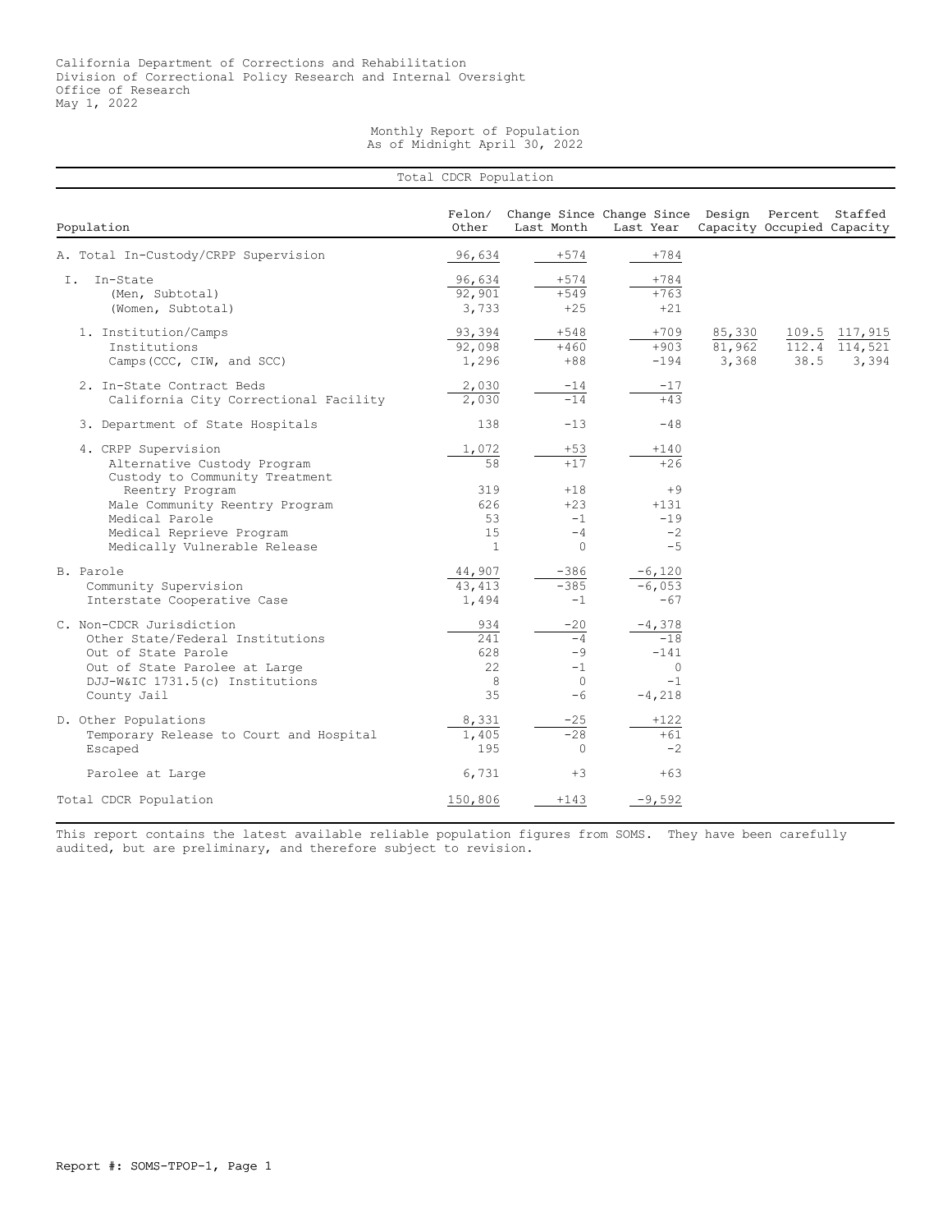California Department of Corrections and Rehabilitation
Division of Correctional Policy Research and Internal Oversight
Office of Research
May 1, 2022

# Monthly Report of Population
As of Midnight April 30, 2022

## Total CDCR Population

| Population | Felon/ Other | Change Since Last Month | Change Since Last Year | Design Capacity | Percent Occupied | Staffed Capacity |
|---|---|---|---|---|---|---|
| A. Total In-Custody/CRPP Supervision | 96,634 | +574 | +784 | | | |
| I. In-State | 96,634 | +574 | +784 | | | |
| (Men, Subtotal) | 92,901 | +549 | +763 | | | |
| (Women, Subtotal) | 3,733 | +25 | +21 | | | |
| 1. Institution/Camps | 93,394 | +548 | +709 | 85,330 | 109.5 | 117,915 |
| Institutions | 92,098 | +460 | +903 | 81,962 | 112.4 | 114,521 |
| Camps (CCC, CIW, and SCC) | 1,296 | +88 | -194 | 3,368 | 38.5 | 3,394 |
| 2. In-State Contract Beds | 2,030 | -14 | -17 | | | |
| California City Correctional Facility | 2,030 | -14 | +43 | | | |
| 3. Department of State Hospitals | 138 | -13 | -48 | | | |
| 4. CRPP Supervision | 1,072 | +53 | +140 | | | |
| Alternative Custody Program | 58 | +17 | +26 | | | |
| Custody to Community Treatment Reentry Program | 319 | +18 | +9 | | | |
| Male Community Reentry Program | 626 | +23 | +131 | | | |
| Medical Parole | 53 | -1 | -19 | | | |
| Medical Reprieve Program | 15 | -4 | -2 | | | |
| Medically Vulnerable Release | 1 | 0 | -5 | | | |
| B. Parole | 44,907 | -386 | -6,120 | | | |
| Community Supervision | 43,413 | -385 | -6,053 | | | |
| Interstate Cooperative Case | 1,494 | -1 | -67 | | | |
| C. Non-CDCR Jurisdiction | 934 | -20 | -4,378 | | | |
| Other State/Federal Institutions | 241 | -4 | -18 | | | |
| Out of State Parole | 628 | -9 | -141 | | | |
| Out of State Parolee at Large | 22 | -1 | 0 | | | |
| DJJ-W&IC 1731.5(c) Institutions | 8 | 0 | -1 | | | |
| County Jail | 35 | -6 | -4,218 | | | |
| D. Other Populations | 8,331 | -25 | +122 | | | |
| Temporary Release to Court and Hospital | 1,405 | -28 | +61 | | | |
| Escaped | 195 | 0 | -2 | | | |
| Parolee at Large | 6,731 | +3 | +63 | | | |
| Total CDCR Population | 150,806 | +143 | -9,592 | | | |

This report contains the latest available reliable population figures from SOMS. They have been carefully audited, but are preliminary, and therefore subject to revision.

Report #: SOMS-TPOP-1, Page 1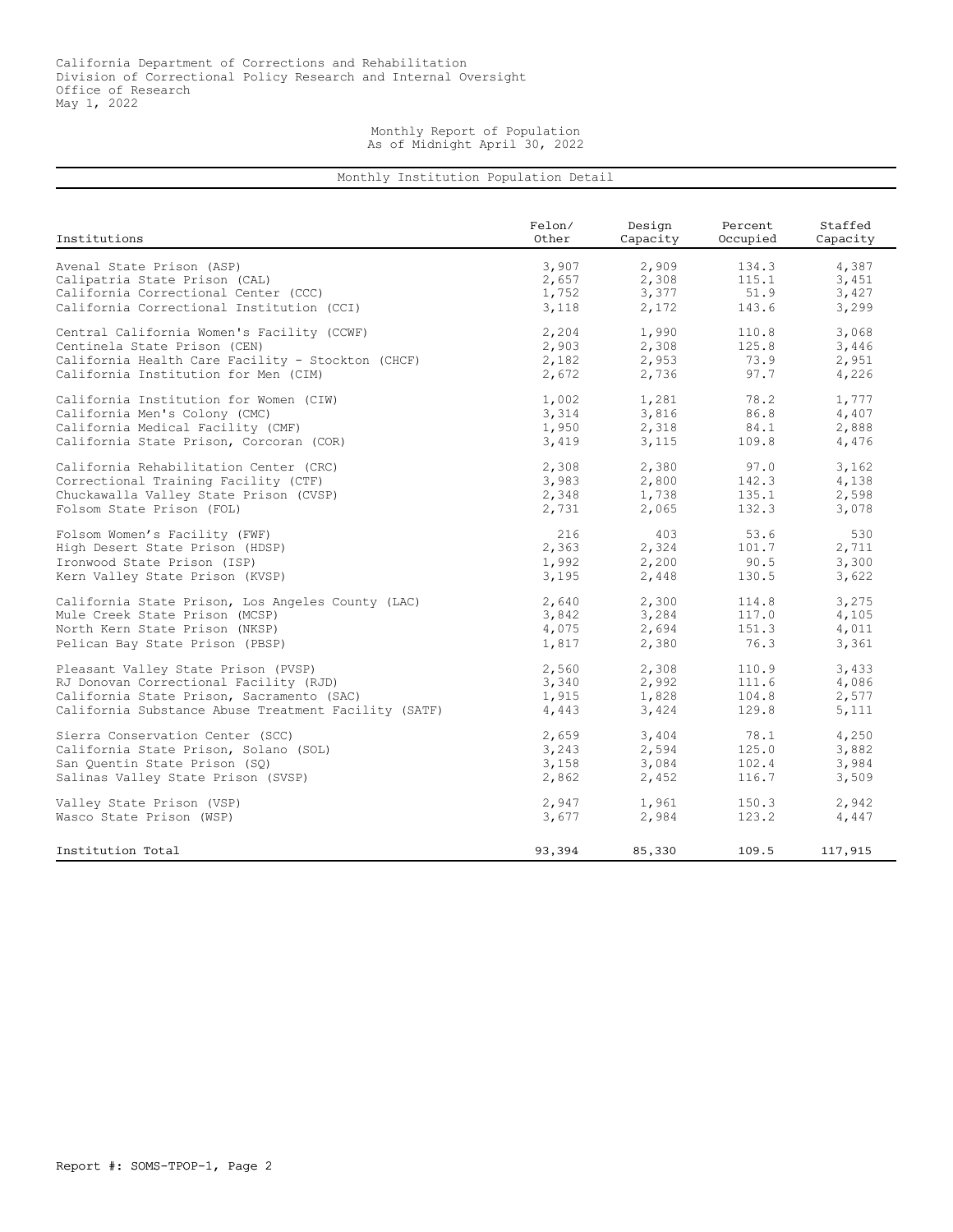California Department of Corrections and Rehabilitation
Division of Correctional Policy Research and Internal Oversight
Office of Research
May 1, 2022

# Monthly Report of Population
## As of Midnight April 30, 2022

### Monthly Institution Population Detail

| Institutions | Felon/ Other | Design Capacity | Percent Occupied | Staffed Capacity |
|---|---|---|---|---|
| Avenal State Prison (ASP) | 3,907 | 2,909 | 134.3 | 4,387 |
| Calipatria State Prison (CAL) | 2,657 | 2,308 | 115.1 | 3,451 |
| California Correctional Center (CCC) | 1,752 | 3,377 | 51.9 | 3,427 |
| California Correctional Institution (CCI) | 3,118 | 2,172 | 143.6 | 3,299 |
| Central California Women's Facility (CCWF) | 2,204 | 1,990 | 110.8 | 3,068 |
| Centinela State Prison (CEN) | 2,903 | 2,308 | 125.8 | 3,446 |
| California Health Care Facility - Stockton (CHCF) | 2,182 | 2,953 | 73.9 | 2,951 |
| California Institution for Men (CIM) | 2,672 | 2,736 | 97.7 | 4,226 |
| California Institution for Women (CIW) | 1,002 | 1,281 | 78.2 | 1,777 |
| California Men's Colony (CMC) | 3,314 | 3,816 | 86.8 | 4,407 |
| California Medical Facility (CMF) | 1,950 | 2,318 | 84.1 | 2,888 |
| California State Prison, Corcoran (COR) | 3,419 | 3,115 | 109.8 | 4,476 |
| California Rehabilitation Center (CRC) | 2,308 | 2,380 | 97.0 | 3,162 |
| Correctional Training Facility (CTF) | 3,983 | 2,800 | 142.3 | 4,138 |
| Chuckawalla Valley State Prison (CVSP) | 2,348 | 1,738 | 135.1 | 2,598 |
| Folsom State Prison (FOL) | 2,731 | 2,065 | 132.3 | 3,078 |
| Folsom Women's Facility (FWF) | 216 | 403 | 53.6 | 530 |
| High Desert State Prison (HDSP) | 2,363 | 2,324 | 101.7 | 2,711 |
| Ironwood State Prison (ISP) | 1,992 | 2,200 | 90.5 | 3,300 |
| Kern Valley State Prison (KVSP) | 3,195 | 2,448 | 130.5 | 3,622 |
| California State Prison, Los Angeles County (LAC) | 2,640 | 2,300 | 114.8 | 3,275 |
| Mule Creek State Prison (MCSP) | 3,842 | 3,284 | 117.0 | 4,105 |
| North Kern State Prison (NKSP) | 4,075 | 2,694 | 151.3 | 4,011 |
| Pelican Bay State Prison (PBSP) | 1,817 | 2,380 | 76.3 | 3,361 |
| Pleasant Valley State Prison (PVSP) | 2,560 | 2,308 | 110.9 | 3,433 |
| RJ Donovan Correctional Facility (RJD) | 3,340 | 2,992 | 111.6 | 4,086 |
| California State Prison, Sacramento (SAC) | 1,915 | 1,828 | 104.8 | 2,577 |
| California Substance Abuse Treatment Facility (SATF) | 4,443 | 3,424 | 129.8 | 5,111 |
| Sierra Conservation Center (SCC) | 2,659 | 3,404 | 78.1 | 4,250 |
| California State Prison, Solano (SOL) | 3,243 | 2,594 | 125.0 | 3,882 |
| San Quentin State Prison (SQ) | 3,158 | 3,084 | 102.4 | 3,984 |
| Salinas Valley State Prison (SVSP) | 2,862 | 2,452 | 116.7 | 3,509 |
| Valley State Prison (VSP) | 2,947 | 1,961 | 150.3 | 2,942 |
| Wasco State Prison (WSP) | 3,677 | 2,984 | 123.2 | 4,447 |
| Institution Total | 93,394 | 85,330 | 109.5 | 117,915 |

Report #: SOMS-TPOP-1, Page 2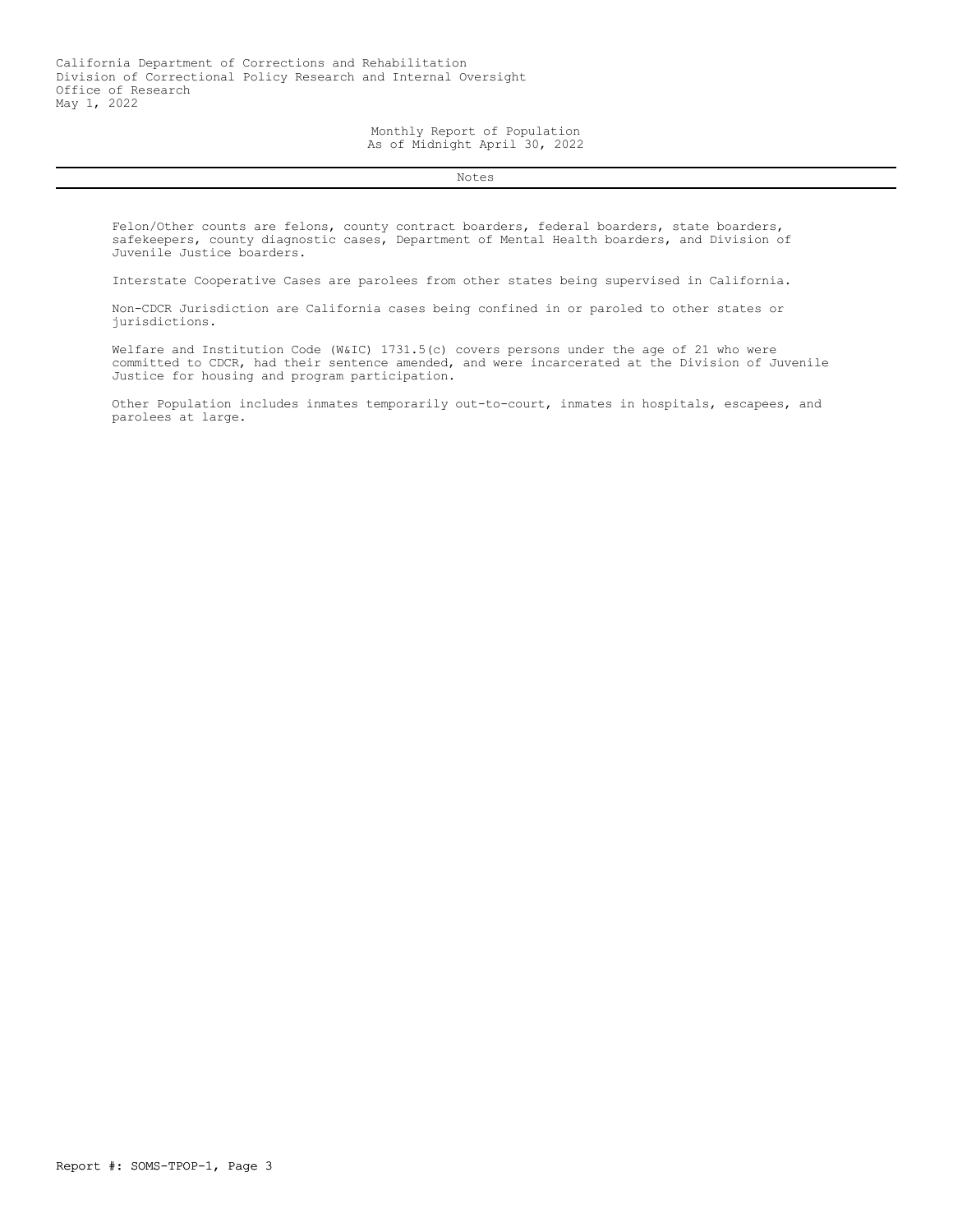California Department of Corrections and Rehabilitation
Division of Correctional Policy Research and Internal Oversight
Office of Research
May 1, 2022

Monthly Report of Population
As of Midnight April 30, 2022

## Notes

Felon/Other counts are felons, county contract boarders, federal boarders, state boarders, safekeepers, county diagnostic cases, Department of Mental Health boarders, and Division of Juvenile Justice boarders.

Interstate Cooperative Cases are parolees from other states being supervised in California.

Non-CDCR Jurisdiction are California cases being confined in or paroled to other states or jurisdictions.

Welfare and Institution Code (W&IC) 1731.5(c) covers persons under the age of 21 who were committed to CDCR, had their sentence amended, and were incarcerated at the Division of Juvenile Justice for housing and program participation.

Other Population includes inmates temporarily out-to-court, inmates in hospitals, escapees, and parolees at large.

Report #: SOMS-TPOP-1, Page 3